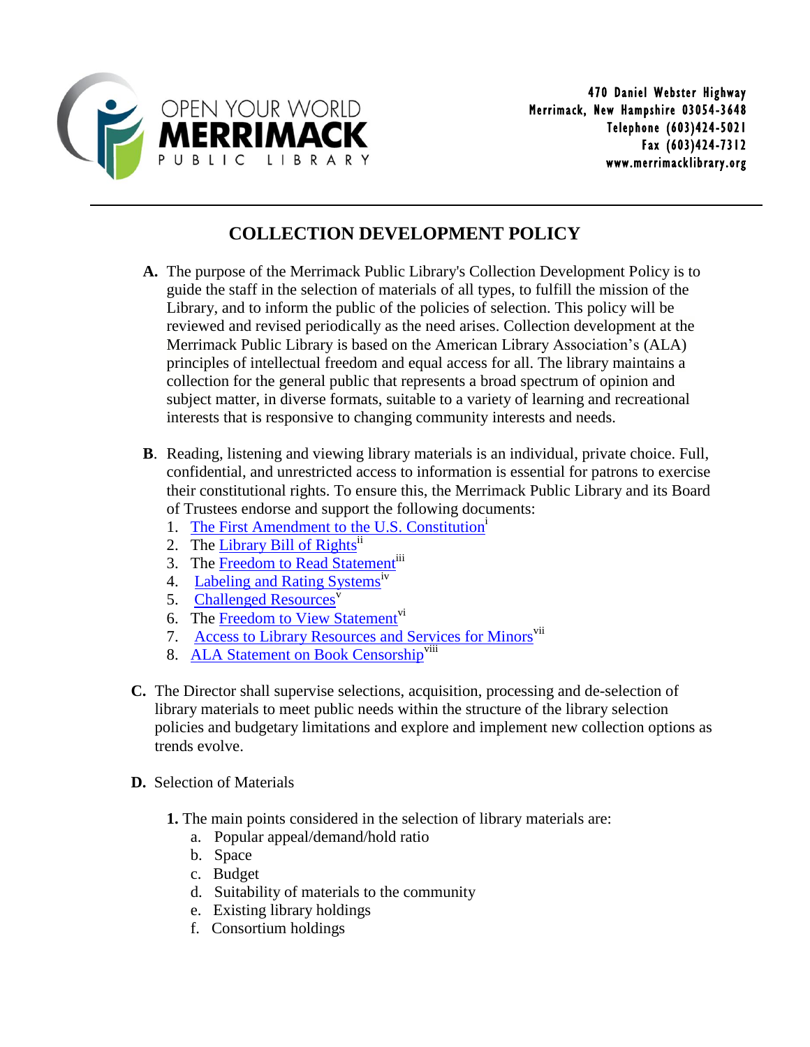OPEN YOUR WORLD
**MERRIMACK**
PUBLIC LIBRARY

470 Daniel Webster Highway
Merrimack, New Hampshire 03054-3648
Telephone (603)424-5021
Fax (603)424-7312
www.merrimacklibrary.org

# COLLECTION DEVELOPMENT POLICY

**A.** The purpose of the Merrimack Public Library's Collection Development Policy is to guide the staff in the selection of materials of all types, to fulfill the mission of the Library, and to inform the public of the policies of selection. This policy will be reviewed and revised periodically as the need arises. Collection development at the Merrimack Public Library is based on the American Library Association's (ALA) principles of intellectual freedom and equal access for all. The library maintains a collection for the general public that represents a broad spectrum of opinion and subject matter, in diverse formats, suitable to a variety of learning and recreational interests that is responsive to changing community interests and needs.

**B**. Reading, listening and viewing library materials is an individual, private choice. Full, confidential, and unrestricted access to information is essential for patrons to exercise their constitutional rights. To ensure this, the Merrimack Public Library and its Board of Trustees endorse and support the following documents:

1. The First Amendment to the U.S. Constitution[i]
2. The Library Bill of Rights[ii]
3. The Freedom to Read Statement[iii]
4. Labeling and Rating Systems[iv]
5. Challenged Resources[v]
6. The Freedom to View Statement[vi]
7. Access to Library Resources and Services for Minors[vii]
8. ALA Statement on Book Censorship[viii]

**C.** The Director shall supervise selections, acquisition, processing and de-selection of library materials to meet public needs within the structure of the library selection policies and budgetary limitations and explore and implement new collection options as trends evolve.

**D.** Selection of Materials

**1.** The main points considered in the selection of library materials are:

a. Popular appeal/demand/hold ratio
b. Space
c. Budget
d. Suitability of materials to the community
e. Existing library holdings
f. Consortium holdings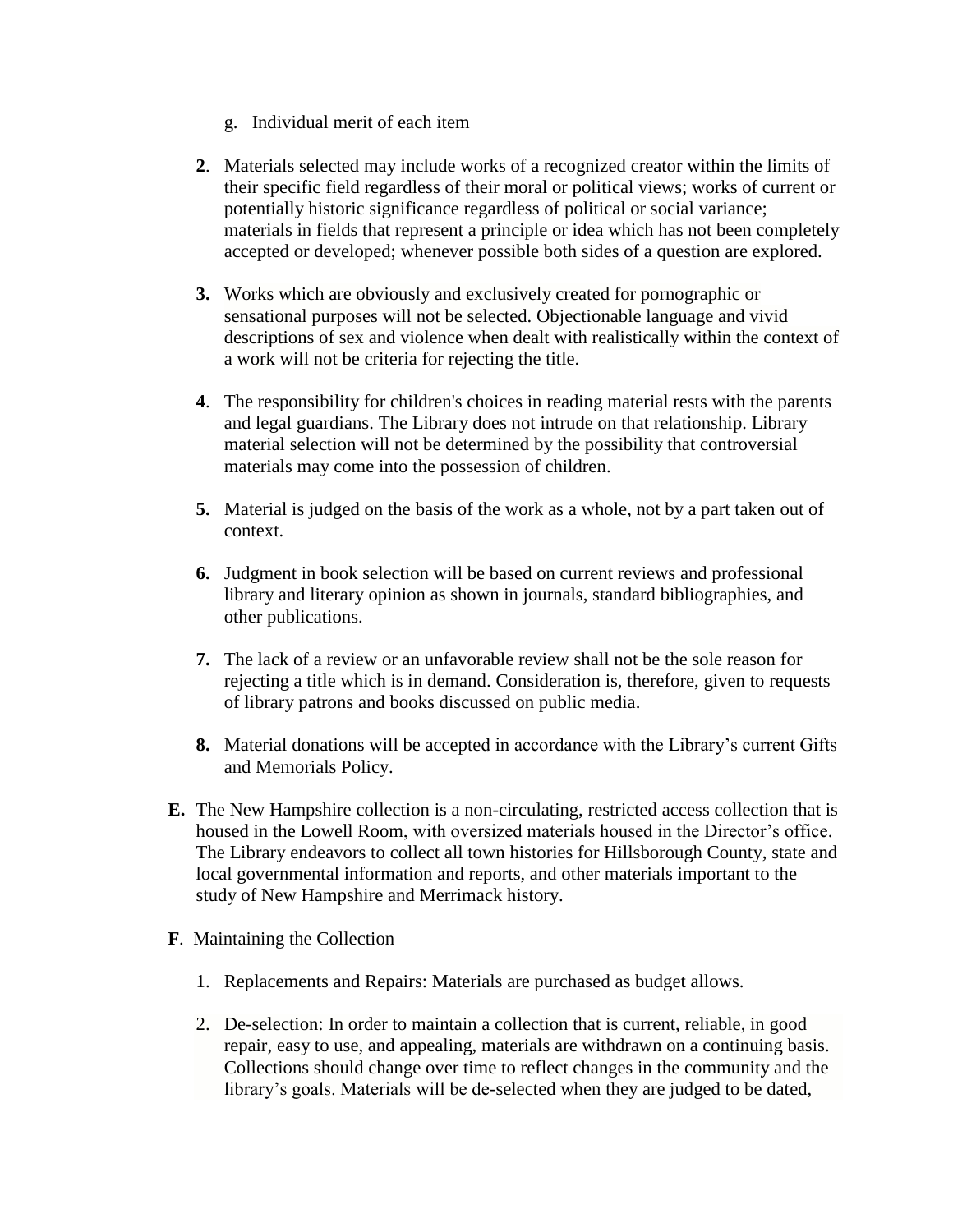g. Individual merit of each item

**2**. Materials selected may include works of a recognized creator within the limits of their specific field regardless of their moral or political views; works of current or potentially historic significance regardless of political or social variance; materials in fields that represent a principle or idea which has not been completely accepted or developed; whenever possible both sides of a question are explored.

**3.** Works which are obviously and exclusively created for pornographic or sensational purposes will not be selected. Objectionable language and vivid descriptions of sex and violence when dealt with realistically within the context of a work will not be criteria for rejecting the title.

**4**. The responsibility for children's choices in reading material rests with the parents and legal guardians. The Library does not intrude on that relationship. Library material selection will not be determined by the possibility that controversial materials may come into the possession of children.

**5.** Material is judged on the basis of the work as a whole, not by a part taken out of context.

**6.** Judgment in book selection will be based on current reviews and professional library and literary opinion as shown in journals, standard bibliographies, and other publications.

**7.** The lack of a review or an unfavorable review shall not be the sole reason for rejecting a title which is in demand. Consideration is, therefore, given to requests of library patrons and books discussed on public media.

**8.** Material donations will be accepted in accordance with the Library's current Gifts and Memorials Policy.

**E.** The New Hampshire collection is a non-circulating, restricted access collection that is housed in the Lowell Room, with oversized materials housed in the Director's office. The Library endeavors to collect all town histories for Hillsborough County, state and local governmental information and reports, and other materials important to the study of New Hampshire and Merrimack history.

**F**. Maintaining the Collection

1. Replacements and Repairs: Materials are purchased as budget allows.
2. De-selection: In order to maintain a collection that is current, reliable, in good repair, easy to use, and appealing, materials are withdrawn on a continuing basis. Collections should change over time to reflect changes in the community and the library's goals. Materials will be de-selected when they are judged to be dated,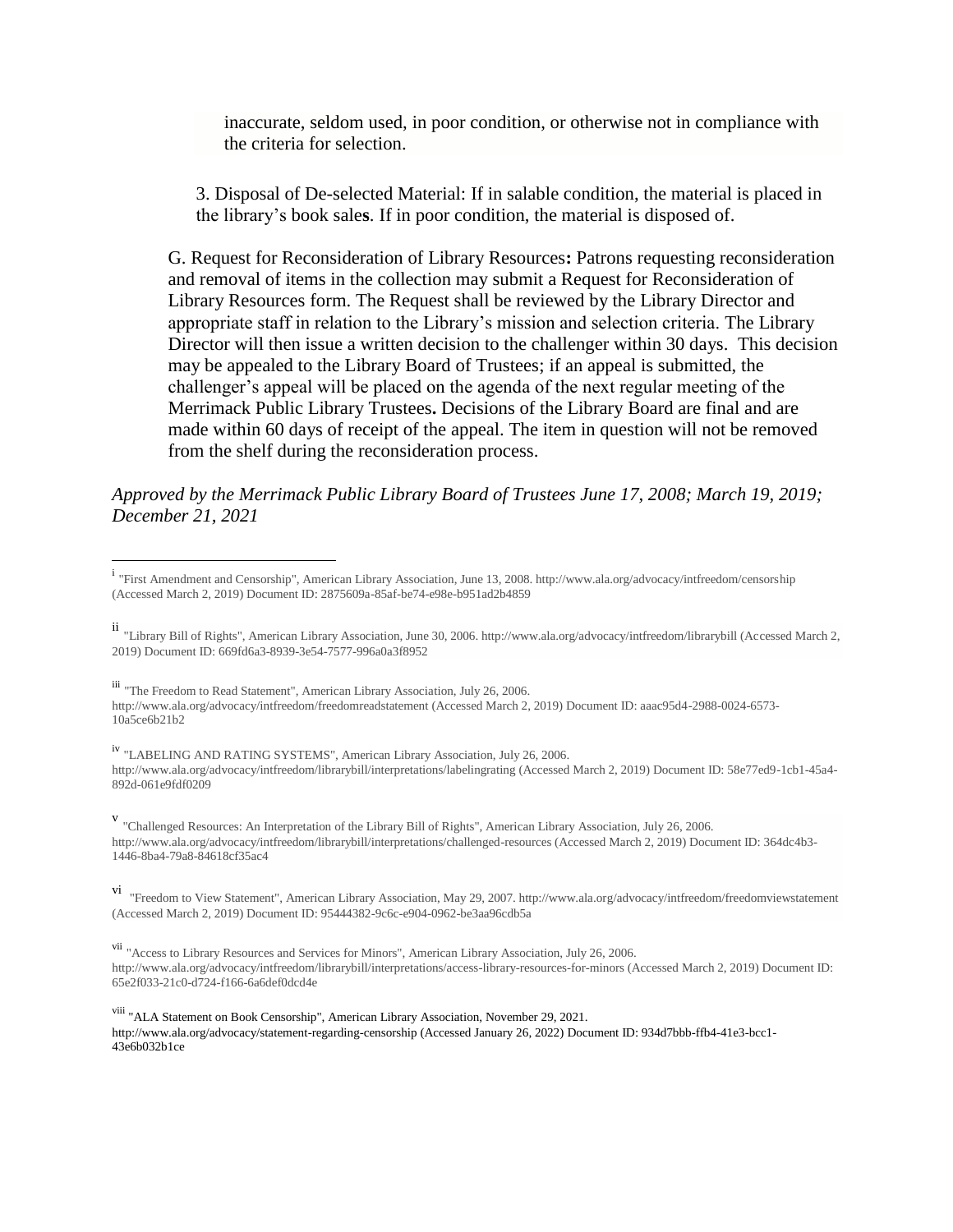inaccurate, seldom used, in poor condition, or otherwise not in compliance with the criteria for selection.

3. Disposal of De-selected Material: If in salable condition, the material is placed in the library's book sale**s**. If in poor condition, the material is disposed of.

G. Request for Reconsideration of Library Resources**:** Patrons requesting reconsideration and removal of items in the collection may submit a Request for Reconsideration of Library Resources form. The Request shall be reviewed by the Library Director and appropriate staff in relation to the Library's mission and selection criteria. The Library Director will then issue a written decision to the challenger within 30 days. This decision may be appealed to the Library Board of Trustees; if an appeal is submitted, the challenger's appeal will be placed on the agenda of the next regular meeting of the Merrimack Public Library Trustees**.** Decisions of the Library Board are final and are made within 60 days of receipt of the appeal. The item in question will not be removed from the shelf during the reconsideration process.

*Approved by the Merrimack Public Library Board of Trustees June 17, 2008; March 19, 2019; December 21, 2021*

---

[i] "First Amendment and Censorship", American Library Association, June 13, 2008. http://www.ala.org/advocacy/intfreedom/censorship (Accessed March 2, 2019) Document ID: 2875609a-85af-be74-e98e-b951ad2b4859

[ii] "Library Bill of Rights", American Library Association, June 30, 2006. http://www.ala.org/advocacy/intfreedom/librarybill (Accessed March 2, 2019) Document ID: 669fd6a3-8939-3e54-7577-996a0a3f8952

[iii] "The Freedom to Read Statement", American Library Association, July 26, 2006. http://www.ala.org/advocacy/intfreedom/freedomreadstatement (Accessed March 2, 2019) Document ID: aaac95d4-2988-0024-6573-10a5ce6b21b2

[iv] "LABELING AND RATING SYSTEMS", American Library Association, July 26, 2006. http://www.ala.org/advocacy/intfreedom/librarybill/interpretations/labelingrating (Accessed March 2, 2019) Document ID: 58e77ed9-1cb1-45a4-892d-061e9fdf0209

[v] "Challenged Resources: An Interpretation of the Library Bill of Rights", American Library Association, July 26, 2006. http://www.ala.org/advocacy/intfreedom/librarybill/interpretations/challenged-resources (Accessed March 2, 2019) Document ID: 364dc4b3-1446-8ba4-79a8-84618cf35ac4

[vi] "Freedom to View Statement", American Library Association, May 29, 2007. http://www.ala.org/advocacy/intfreedom/freedomviewstatement (Accessed March 2, 2019) Document ID: 95444382-9c6c-e904-0962-be3aa96cdb5a

[vii] "Access to Library Resources and Services for Minors", American Library Association, July 26, 2006. http://www.ala.org/advocacy/intfreedom/librarybill/interpretations/access-library-resources-for-minors (Accessed March 2, 2019) Document ID: 65e2f033-21c0-d724-f166-6a6def0dcd4e

[viii] "ALA Statement on Book Censorship", American Library Association, November 29, 2021. http://www.ala.org/advocacy/statement-regarding-censorship (Accessed January 26, 2022) Document ID: 934d7bbb-ffb4-41e3-bcc1-43e6b032b1ce